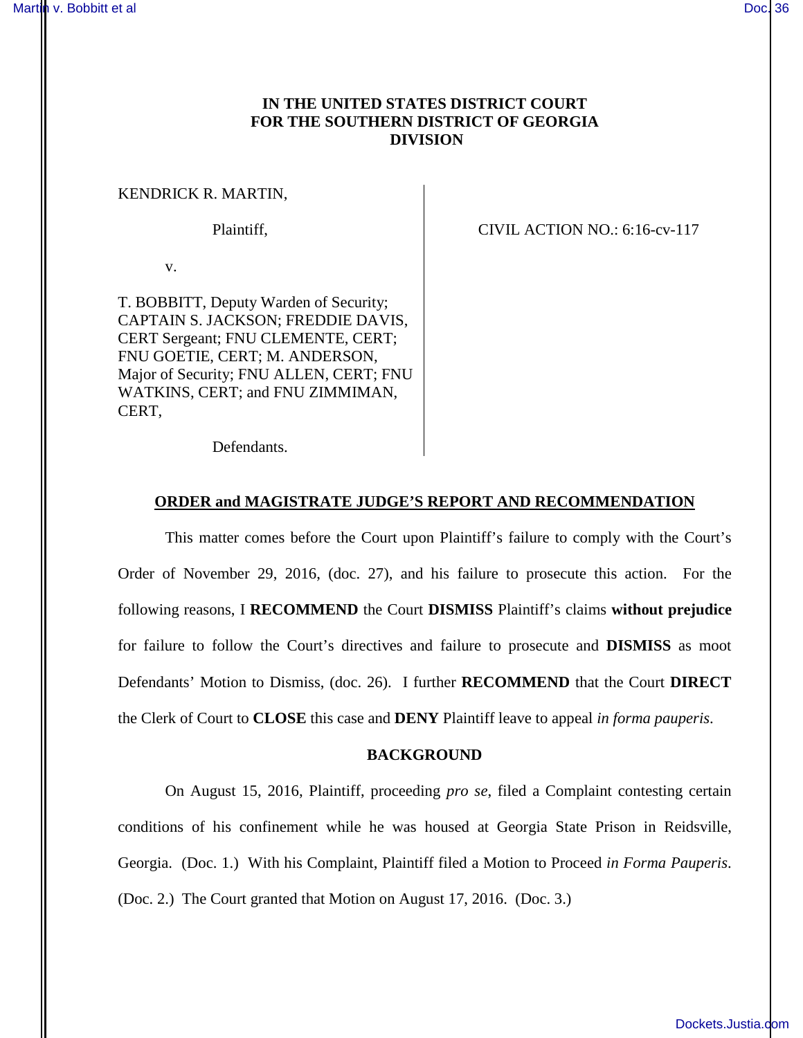**IN THE UNITED STATES DISTRICT COURT**
**FOR THE SOUTHERN DISTRICT OF GEORGIA**
**DIVISION**

KENDRICK R. MARTIN,

Plaintiff,

v.

T. BOBBITT, Deputy Warden of Security; CAPTAIN S. JACKSON; FREDDIE DAVIS, CERT Sergeant; FNU CLEMENTE, CERT; FNU GOETIE, CERT; M. ANDERSON, Major of Security; FNU ALLEN, CERT; FNU WATKINS, CERT; and FNU ZIMMIMAN, CERT,

Defendants.

CIVIL ACTION NO.: 6:16-cv-117

## ORDER and MAGISTRATE JUDGE'S REPORT AND RECOMMENDATION

This matter comes before the Court upon Plaintiff's failure to comply with the Court's Order of November 29, 2016, (doc. 27), and his failure to prosecute this action. For the following reasons, I **RECOMMEND** the Court **DISMISS** Plaintiff's claims **without prejudice** for failure to follow the Court's directives and failure to prosecute and **DISMISS** as moot Defendants' Motion to Dismiss, (doc. 26). I further **RECOMMEND** that the Court **DIRECT** the Clerk of Court to **CLOSE** this case and **DENY** Plaintiff leave to appeal *in forma pauperis*.

### BACKGROUND

On August 15, 2016, Plaintiff, proceeding *pro se*, filed a Complaint contesting certain conditions of his confinement while he was housed at Georgia State Prison in Reidsville, Georgia. (Doc. 1.) With his Complaint, Plaintiff filed a Motion to Proceed *in Forma Pauperis*. (Doc. 2.) The Court granted that Motion on August 17, 2016. (Doc. 3.)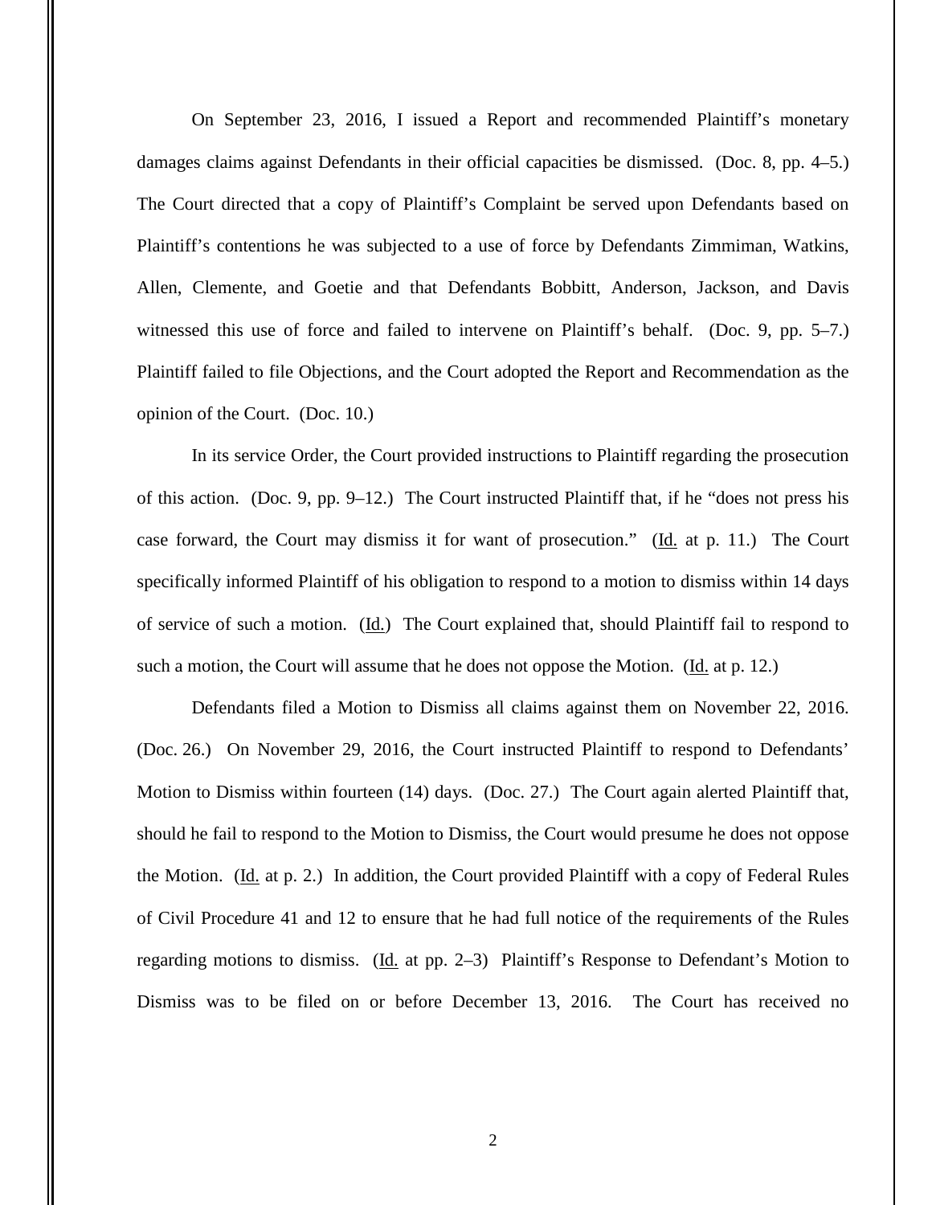On September 23, 2016, I issued a Report and recommended Plaintiff's monetary damages claims against Defendants in their official capacities be dismissed. (Doc. 8, pp. 4–5.) The Court directed that a copy of Plaintiff's Complaint be served upon Defendants based on Plaintiff's contentions he was subjected to a use of force by Defendants Zimmiman, Watkins, Allen, Clemente, and Goetie and that Defendants Bobbitt, Anderson, Jackson, and Davis witnessed this use of force and failed to intervene on Plaintiff's behalf. (Doc. 9, pp. 5–7.) Plaintiff failed to file Objections, and the Court adopted the Report and Recommendation as the opinion of the Court. (Doc. 10.)

In its service Order, the Court provided instructions to Plaintiff regarding the prosecution of this action. (Doc. 9, pp. 9–12.) The Court instructed Plaintiff that, if he "does not press his case forward, the Court may dismiss it for want of prosecution." (Id. at p. 11.) The Court specifically informed Plaintiff of his obligation to respond to a motion to dismiss within 14 days of service of such a motion. (Id.) The Court explained that, should Plaintiff fail to respond to such a motion, the Court will assume that he does not oppose the Motion. (Id. at p. 12.)

Defendants filed a Motion to Dismiss all claims against them on November 22, 2016. (Doc. 26.) On November 29, 2016, the Court instructed Plaintiff to respond to Defendants' Motion to Dismiss within fourteen (14) days. (Doc. 27.) The Court again alerted Plaintiff that, should he fail to respond to the Motion to Dismiss, the Court would presume he does not oppose the Motion. (Id. at p. 2.) In addition, the Court provided Plaintiff with a copy of Federal Rules of Civil Procedure 41 and 12 to ensure that he had full notice of the requirements of the Rules regarding motions to dismiss. (Id. at pp. 2–3) Plaintiff's Response to Defendant's Motion to Dismiss was to be filed on or before December 13, 2016. The Court has received no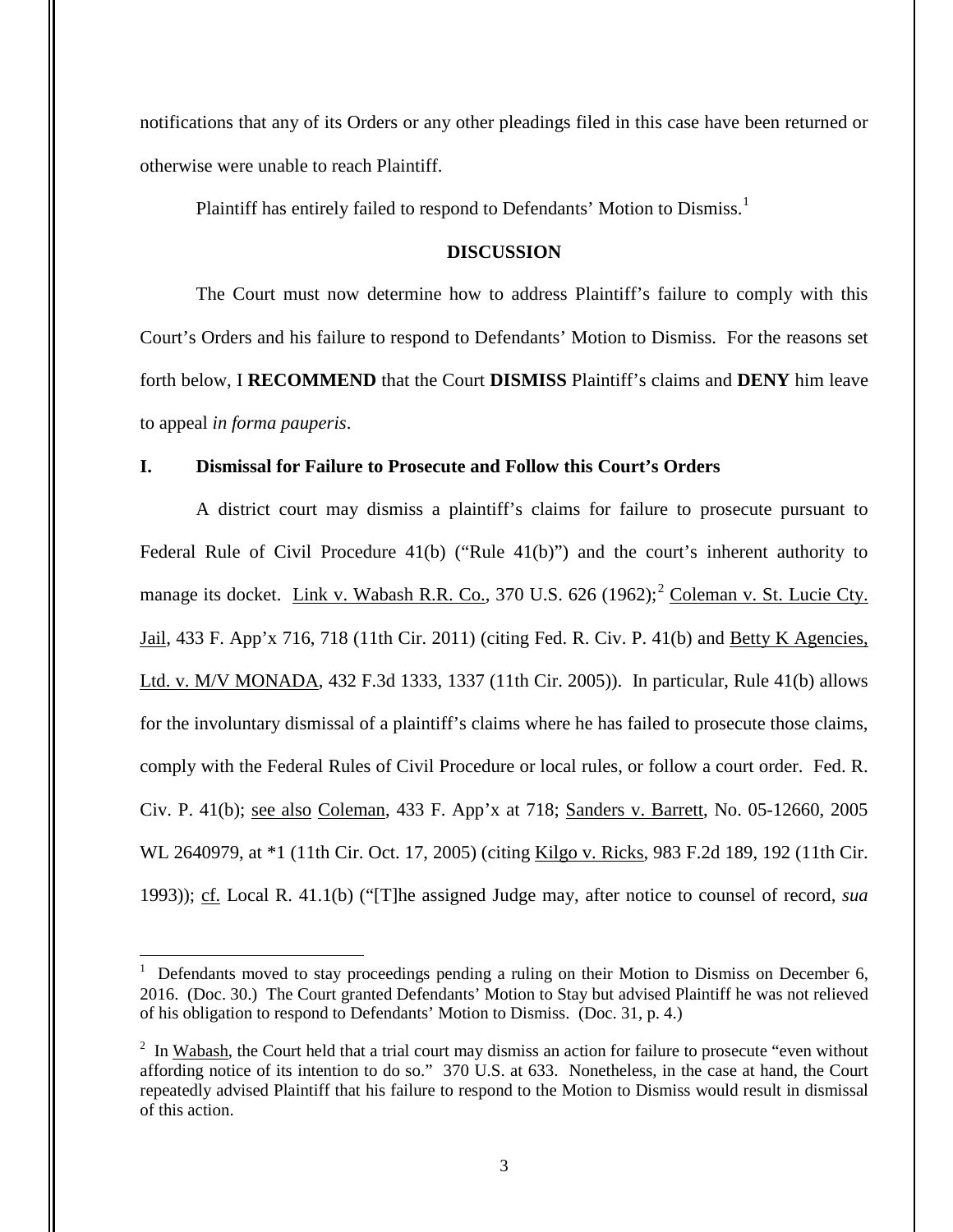notifications that any of its Orders or any other pleadings filed in this case have been returned or otherwise were unable to reach Plaintiff.

Plaintiff has entirely failed to respond to Defendants' Motion to Dismiss.[1]

## DISCUSSION

The Court must now determine how to address Plaintiff's failure to comply with this Court's Orders and his failure to respond to Defendants' Motion to Dismiss. For the reasons set forth below, I **RECOMMEND** that the Court **DISMISS** Plaintiff's claims and **DENY** him leave to appeal *in forma pauperis*.

### I. Dismissal for Failure to Prosecute and Follow this Court's Orders

A district court may dismiss a plaintiff's claims for failure to prosecute pursuant to Federal Rule of Civil Procedure 41(b) ("Rule 41(b)") and the court's inherent authority to manage its docket. Link v. Wabash R.R. Co., 370 U.S. 626 (1962);[2] Coleman v. St. Lucie Cty. Jail, 433 F. App'x 716, 718 (11th Cir. 2011) (citing Fed. R. Civ. P. 41(b) and Betty K Agencies, Ltd. v. M/V MONADA, 432 F.3d 1333, 1337 (11th Cir. 2005)). In particular, Rule 41(b) allows for the involuntary dismissal of a plaintiff's claims where he has failed to prosecute those claims, comply with the Federal Rules of Civil Procedure or local rules, or follow a court order. Fed. R. Civ. P. 41(b); see also Coleman, 433 F. App'x at 718; Sanders v. Barrett, No. 05-12660, 2005 WL 2640979, at *1 (11th Cir. Oct. 17, 2005) (citing Kilgo v. Ricks, 983 F.2d 189, 192 (11th Cir. 1993)); cf. Local R. 41.1(b) ("[T]he assigned Judge may, after notice to counsel of record, *sua*

---

[1] Defendants moved to stay proceedings pending a ruling on their Motion to Dismiss on December 6, 2016. (Doc. 30.) The Court granted Defendants' Motion to Stay but advised Plaintiff he was not relieved of his obligation to respond to Defendants' Motion to Dismiss. (Doc. 31, p. 4.)

[2] In Wabash, the Court held that a trial court may dismiss an action for failure to prosecute "even without affording notice of its intention to do so." 370 U.S. at 633. Nonetheless, in the case at hand, the Court repeatedly advised Plaintiff that his failure to respond to the Motion to Dismiss would result in dismissal of this action.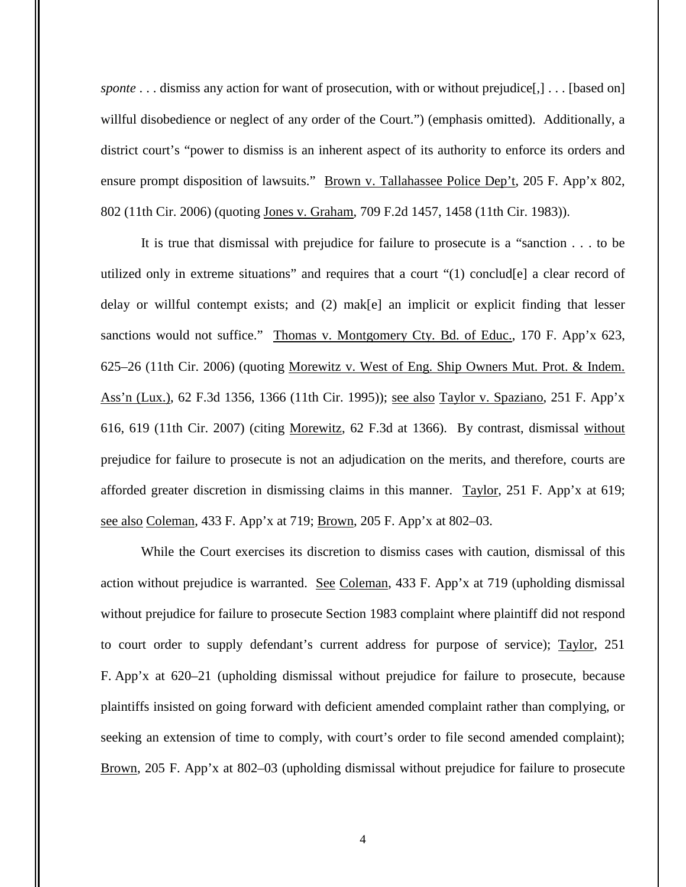*sponte* . . . dismiss any action for want of prosecution, with or without prejudice[,] . . . [based on] willful disobedience or neglect of any order of the Court.") (emphasis omitted). Additionally, a district court's "power to dismiss is an inherent aspect of its authority to enforce its orders and ensure prompt disposition of lawsuits." Brown v. Tallahassee Police Dep't, 205 F. App'x 802, 802 (11th Cir. 2006) (quoting Jones v. Graham, 709 F.2d 1457, 1458 (11th Cir. 1983)).

It is true that dismissal with prejudice for failure to prosecute is a "sanction . . . to be utilized only in extreme situations" and requires that a court "(1) conclud[e] a clear record of delay or willful contempt exists; and (2) mak[e] an implicit or explicit finding that lesser sanctions would not suffice." Thomas v. Montgomery Cty. Bd. of Educ., 170 F. App'x 623, 625–26 (11th Cir. 2006) (quoting Morewitz v. West of Eng. Ship Owners Mut. Prot. & Indem. Ass'n (Lux.), 62 F.3d 1356, 1366 (11th Cir. 1995)); see also Taylor v. Spaziano, 251 F. App'x 616, 619 (11th Cir. 2007) (citing Morewitz, 62 F.3d at 1366). By contrast, dismissal without prejudice for failure to prosecute is not an adjudication on the merits, and therefore, courts are afforded greater discretion in dismissing claims in this manner. Taylor, 251 F. App'x at 619; see also Coleman, 433 F. App'x at 719; Brown, 205 F. App'x at 802–03.

While the Court exercises its discretion to dismiss cases with caution, dismissal of this action without prejudice is warranted. See Coleman, 433 F. App'x at 719 (upholding dismissal without prejudice for failure to prosecute Section 1983 complaint where plaintiff did not respond to court order to supply defendant's current address for purpose of service); Taylor, 251 F. App'x at 620–21 (upholding dismissal without prejudice for failure to prosecute, because plaintiffs insisted on going forward with deficient amended complaint rather than complying, or seeking an extension of time to comply, with court's order to file second amended complaint); Brown, 205 F. App'x at 802–03 (upholding dismissal without prejudice for failure to prosecute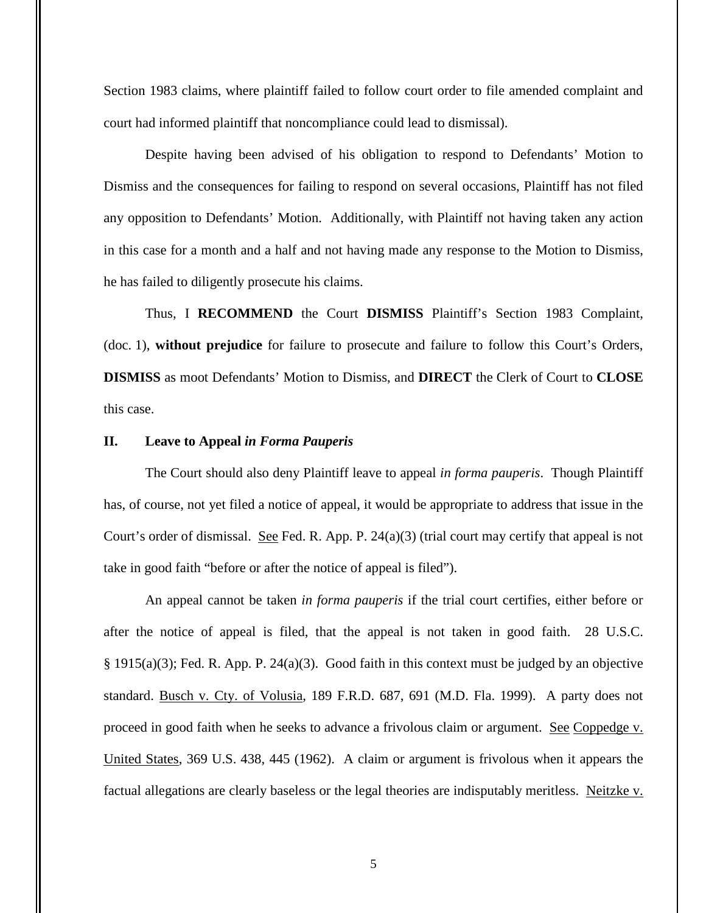Section 1983 claims, where plaintiff failed to follow court order to file amended complaint and court had informed plaintiff that noncompliance could lead to dismissal).

Despite having been advised of his obligation to respond to Defendants' Motion to Dismiss and the consequences for failing to respond on several occasions, Plaintiff has not filed any opposition to Defendants' Motion. Additionally, with Plaintiff not having taken any action in this case for a month and a half and not having made any response to the Motion to Dismiss, he has failed to diligently prosecute his claims.

Thus, I **RECOMMEND** the Court **DISMISS** Plaintiff's Section 1983 Complaint, (doc. 1), **without prejudice** for failure to prosecute and failure to follow this Court's Orders, **DISMISS** as moot Defendants' Motion to Dismiss, and **DIRECT** the Clerk of Court to **CLOSE** this case.

## II. Leave to Appeal *in Forma Pauperis*

The Court should also deny Plaintiff leave to appeal *in forma pauperis*. Though Plaintiff has, of course, not yet filed a notice of appeal, it would be appropriate to address that issue in the Court's order of dismissal. See Fed. R. App. P. 24(a)(3) (trial court may certify that appeal is not take in good faith "before or after the notice of appeal is filed").

An appeal cannot be taken *in forma pauperis* if the trial court certifies, either before or after the notice of appeal is filed, that the appeal is not taken in good faith. 28 U.S.C. § 1915(a)(3); Fed. R. App. P. 24(a)(3). Good faith in this context must be judged by an objective standard. Busch v. Cty. of Volusia, 189 F.R.D. 687, 691 (M.D. Fla. 1999). A party does not proceed in good faith when he seeks to advance a frivolous claim or argument. See Coppedge v. United States, 369 U.S. 438, 445 (1962). A claim or argument is frivolous when it appears the factual allegations are clearly baseless or the legal theories are indisputably meritless. Neitzke v.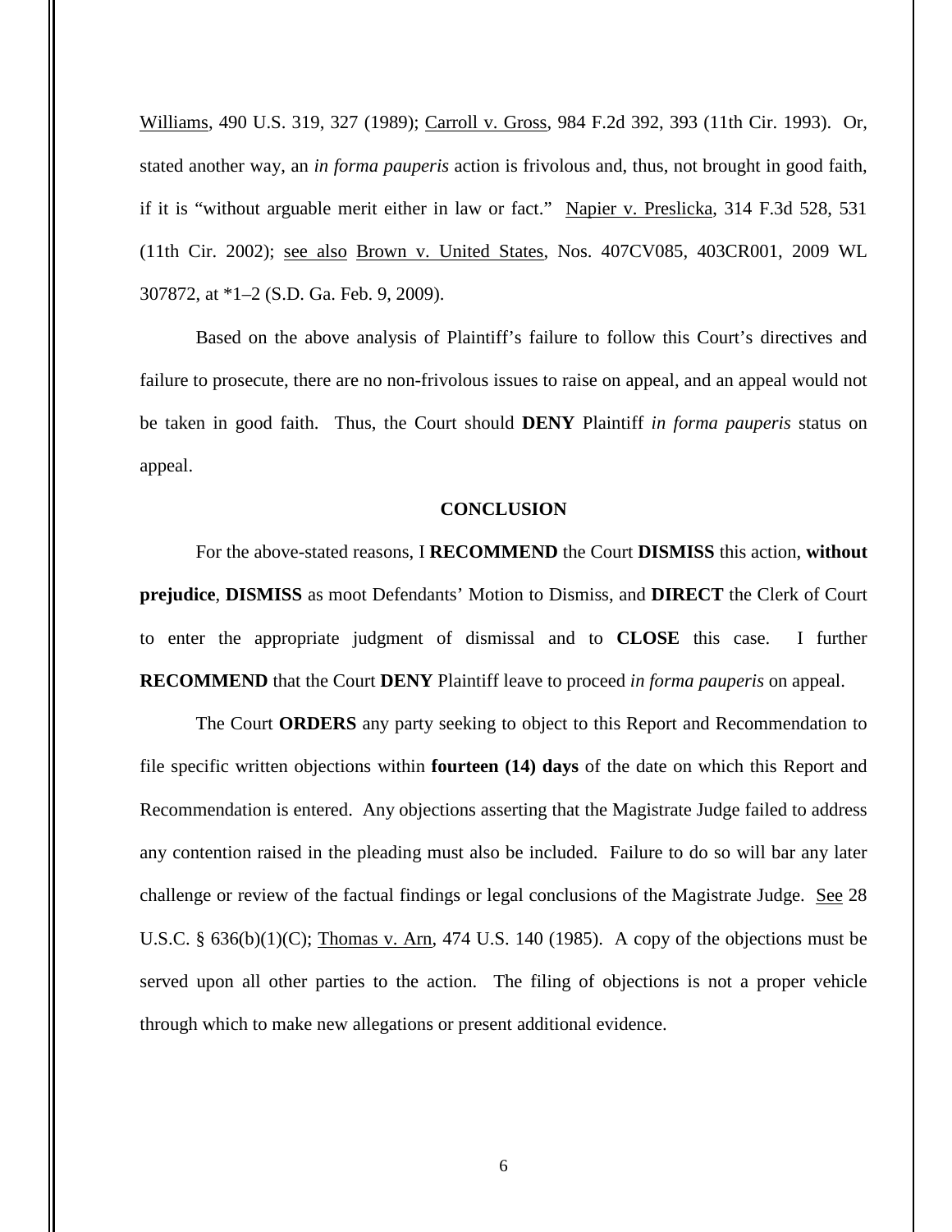Williams, 490 U.S. 319, 327 (1989); Carroll v. Gross, 984 F.2d 392, 393 (11th Cir. 1993). Or, stated another way, an *in forma pauperis* action is frivolous and, thus, not brought in good faith, if it is "without arguable merit either in law or fact." Napier v. Preslicka, 314 F.3d 528, 531 (11th Cir. 2002); see also Brown v. United States, Nos. 407CV085, 403CR001, 2009 WL 307872, at *1–2 (S.D. Ga. Feb. 9, 2009).

Based on the above analysis of Plaintiff's failure to follow this Court's directives and failure to prosecute, there are no non-frivolous issues to raise on appeal, and an appeal would not be taken in good faith. Thus, the Court should **DENY** Plaintiff *in forma pauperis* status on appeal.

## CONCLUSION

For the above-stated reasons, I **RECOMMEND** the Court **DISMISS** this action, **without prejudice**, **DISMISS** as moot Defendants' Motion to Dismiss, and **DIRECT** the Clerk of Court to enter the appropriate judgment of dismissal and to **CLOSE** this case. I further **RECOMMEND** that the Court **DENY** Plaintiff leave to proceed *in forma pauperis* on appeal.

The Court **ORDERS** any party seeking to object to this Report and Recommendation to file specific written objections within **fourteen (14) days** of the date on which this Report and Recommendation is entered. Any objections asserting that the Magistrate Judge failed to address any contention raised in the pleading must also be included. Failure to do so will bar any later challenge or review of the factual findings or legal conclusions of the Magistrate Judge. See 28 U.S.C. § 636(b)(1)(C); Thomas v. Arn, 474 U.S. 140 (1985). A copy of the objections must be served upon all other parties to the action. The filing of objections is not a proper vehicle through which to make new allegations or present additional evidence.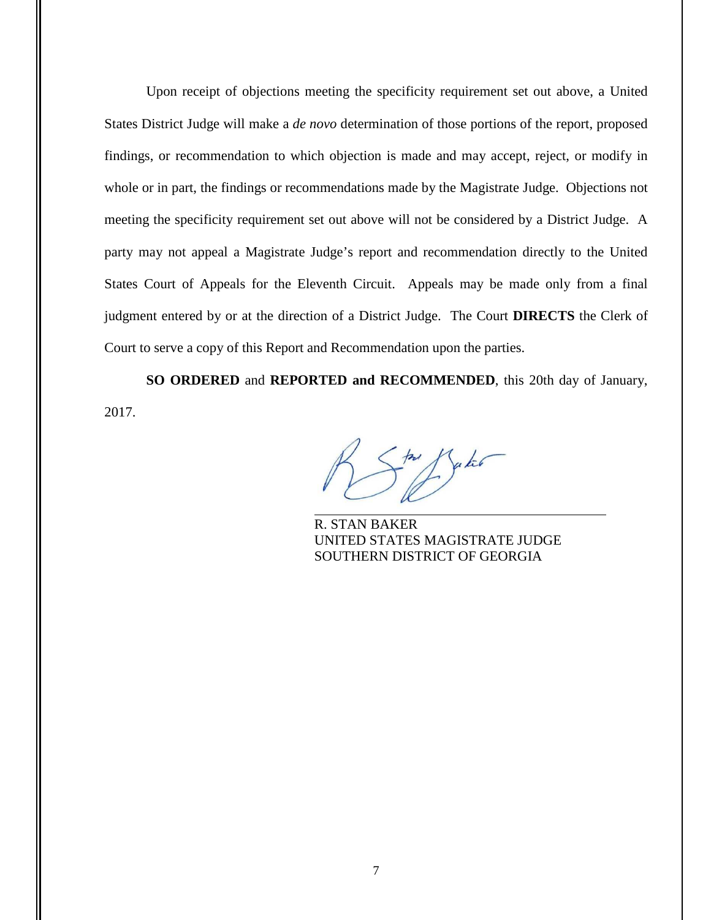Upon receipt of objections meeting the specificity requirement set out above, a United States District Judge will make a *de novo* determination of those portions of the report, proposed findings, or recommendation to which objection is made and may accept, reject, or modify in whole or in part, the findings or recommendations made by the Magistrate Judge. Objections not meeting the specificity requirement set out above will not be considered by a District Judge. A party may not appeal a Magistrate Judge's report and recommendation directly to the United States Court of Appeals for the Eleventh Circuit. Appeals may be made only from a final judgment entered by or at the direction of a District Judge. The Court **DIRECTS** the Clerk of Court to serve a copy of this Report and Recommendation upon the parties.

**SO ORDERED** and **REPORTED and RECOMMENDED**, this 20th day of January, 2017.

R. STAN BAKER
UNITED STATES MAGISTRATE JUDGE
SOUTHERN DISTRICT OF GEORGIA